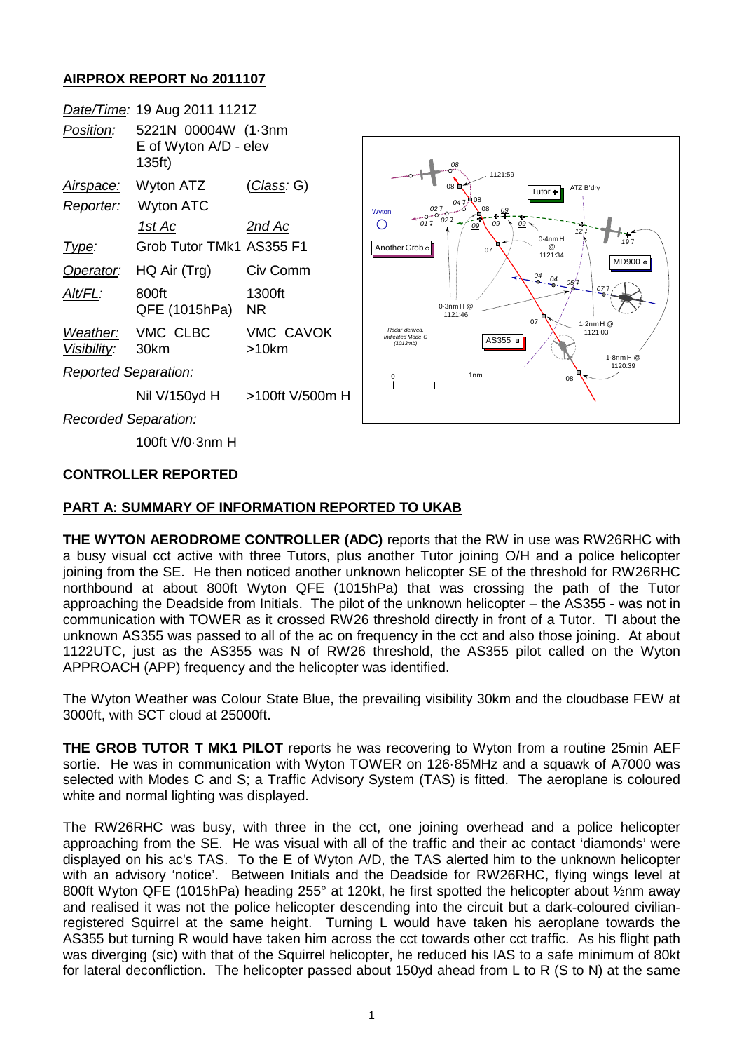## AIRPROX REPORT No 2011107

| | | |
|---|---|---|
| *Date/Time:* | 19 Aug 2011 1121Z | |
| *Position:* | 5221N 00004W (1·3nm E of Wyton A/D - elev 135ft) | |
| *Airspace:* | Wyton ATZ | (*Class*: G) |
| *Reporter:* | Wyton ATC | |
| | *1st Ac* | *2nd Ac* |
| *Type:* | Grob Tutor TMk1 | AS355 F1 |
| *Operator:* | HQ Air (Trg) | Civ Comm |
| *Alt/FL:* | 800ft QFE (1015hPa) | 1300ft NR |
| *Weather:* | VMC CLBC | VMC CAVOK |
| *Visibility:* | 30km | >10km |
| *Reported Separation:* | | |
| | Nil V/150yd H | >100ft V/500m H |
| *Recorded Separation:* | | |
| | 100ft V/0·3nm H | |

### CONTROLLER REPORTED

### PART A: SUMMARY OF INFORMATION REPORTED TO UKAB

**THE WYTON AERODROME CONTROLLER (ADC)** reports that the RW in use was RW26RHC with a busy visual cct active with three Tutors, plus another Tutor joining O/H and a police helicopter joining from the SE. He then noticed another unknown helicopter SE of the threshold for RW26RHC northbound at about 800ft Wyton QFE (1015hPa) that was crossing the path of the Tutor approaching the Deadside from Initials. The pilot of the unknown helicopter – the AS355 - was not in communication with TOWER as it crossed RW26 threshold directly in front of a Tutor. TI about the unknown AS355 was passed to all of the ac on frequency in the cct and also those joining. At about 1122UTC, just as the AS355 was N of RW26 threshold, the AS355 pilot called on the Wyton APPROACH (APP) frequency and the helicopter was identified.

The Wyton Weather was Colour State Blue, the prevailing visibility 30km and the cloudbase FEW at 3000ft, with SCT cloud at 25000ft.

**THE GROB TUTOR T MK1 PILOT** reports he was recovering to Wyton from a routine 25min AEF sortie. He was in communication with Wyton TOWER on 126·85MHz and a squawk of A7000 was selected with Modes C and S; a Traffic Advisory System (TAS) is fitted. The aeroplane is coloured white and normal lighting was displayed.

The RW26RHC was busy, with three in the cct, one joining overhead and a police helicopter approaching from the SE. He was visual with all of the traffic and their ac contact 'diamonds' were displayed on his ac's TAS. To the E of Wyton A/D, the TAS alerted him to the unknown helicopter with an advisory 'notice'. Between Initials and the Deadside for RW26RHC, flying wings level at 800ft Wyton QFE (1015hPa) heading 255° at 120kt, he first spotted the helicopter about ½nm away and realised it was not the police helicopter descending into the circuit but a dark-coloured civilian-registered Squirrel at the same height. Turning L would have taken his aeroplane towards the AS355 but turning R would have taken him across the cct towards other cct traffic. As his flight path was diverging (sic) with that of the Squirrel helicopter, he reduced his IAS to a safe minimum of 80kt for lateral deconfliction. The helicopter passed about 150yd ahead from L to R (S to N) at the same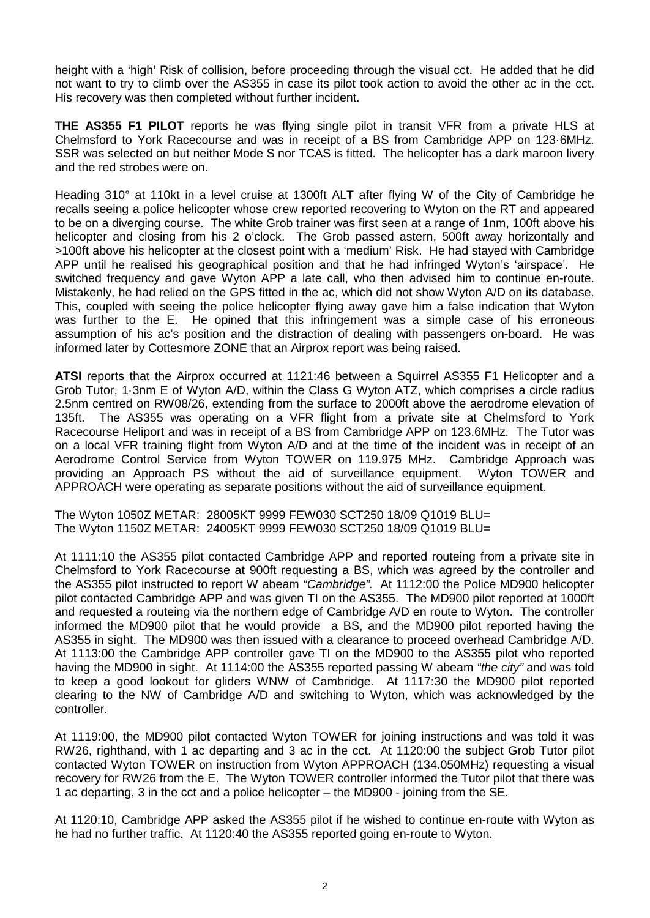height with a 'high' Risk of collision, before proceeding through the visual cct. He added that he did not want to try to climb over the AS355 in case its pilot took action to avoid the other ac in the cct. His recovery was then completed without further incident.

**THE AS355 F1 PILOT** reports he was flying single pilot in transit VFR from a private HLS at Chelmsford to York Racecourse and was in receipt of a BS from Cambridge APP on 123·6MHz. SSR was selected on but neither Mode S nor TCAS is fitted. The helicopter has a dark maroon livery and the red strobes were on.

Heading 310° at 110kt in a level cruise at 1300ft ALT after flying W of the City of Cambridge he recalls seeing a police helicopter whose crew reported recovering to Wyton on the RT and appeared to be on a diverging course. The white Grob trainer was first seen at a range of 1nm, 100ft above his helicopter and closing from his 2 o'clock. The Grob passed astern, 500ft away horizontally and >100ft above his helicopter at the closest point with a 'medium' Risk. He had stayed with Cambridge APP until he realised his geographical position and that he had infringed Wyton's 'airspace'. He switched frequency and gave Wyton APP a late call, who then advised him to continue en-route. Mistakenly, he had relied on the GPS fitted in the ac, which did not show Wyton A/D on its database. This, coupled with seeing the police helicopter flying away gave him a false indication that Wyton was further to the E. He opined that this infringement was a simple case of his erroneous assumption of his ac's position and the distraction of dealing with passengers on-board. He was informed later by Cottesmore ZONE that an Airprox report was being raised.

**ATSI** reports that the Airprox occurred at 1121:46 between a Squirrel AS355 F1 Helicopter and a Grob Tutor, 1·3nm E of Wyton A/D, within the Class G Wyton ATZ, which comprises a circle radius 2.5nm centred on RW08/26, extending from the surface to 2000ft above the aerodrome elevation of 135ft. The AS355 was operating on a VFR flight from a private site at Chelmsford to York Racecourse Heliport and was in receipt of a BS from Cambridge APP on 123.6MHz. The Tutor was on a local VFR training flight from Wyton A/D and at the time of the incident was in receipt of an Aerodrome Control Service from Wyton TOWER on 119.975 MHz. Cambridge Approach was providing an Approach PS without the aid of surveillance equipment. Wyton TOWER and APPROACH were operating as separate positions without the aid of surveillance equipment.

The Wyton 1050Z METAR: 28005KT 9999 FEW030 SCT250 18/09 Q1019 BLU=
The Wyton 1150Z METAR: 24005KT 9999 FEW030 SCT250 18/09 Q1019 BLU=

At 1111:10 the AS355 pilot contacted Cambridge APP and reported routeing from a private site in Chelmsford to York Racecourse at 900ft requesting a BS, which was agreed by the controller and the AS355 pilot instructed to report W abeam *"Cambridge".* At 1112:00 the Police MD900 helicopter pilot contacted Cambridge APP and was given TI on the AS355. The MD900 pilot reported at 1000ft and requested a routeing via the northern edge of Cambridge A/D en route to Wyton. The controller informed the MD900 pilot that he would provide a BS, and the MD900 pilot reported having the AS355 in sight. The MD900 was then issued with a clearance to proceed overhead Cambridge A/D. At 1113:00 the Cambridge APP controller gave TI on the MD900 to the AS355 pilot who reported having the MD900 in sight. At 1114:00 the AS355 reported passing W abeam *"the city"* and was told to keep a good lookout for gliders WNW of Cambridge. At 1117:30 the MD900 pilot reported clearing to the NW of Cambridge A/D and switching to Wyton, which was acknowledged by the controller.

At 1119:00, the MD900 pilot contacted Wyton TOWER for joining instructions and was told it was RW26, righthand, with 1 ac departing and 3 ac in the cct. At 1120:00 the subject Grob Tutor pilot contacted Wyton TOWER on instruction from Wyton APPROACH (134.050MHz) requesting a visual recovery for RW26 from the E. The Wyton TOWER controller informed the Tutor pilot that there was 1 ac departing, 3 in the cct and a police helicopter – the MD900 - joining from the SE.

At 1120:10, Cambridge APP asked the AS355 pilot if he wished to continue en-route with Wyton as he had no further traffic. At 1120:40 the AS355 reported going en-route to Wyton.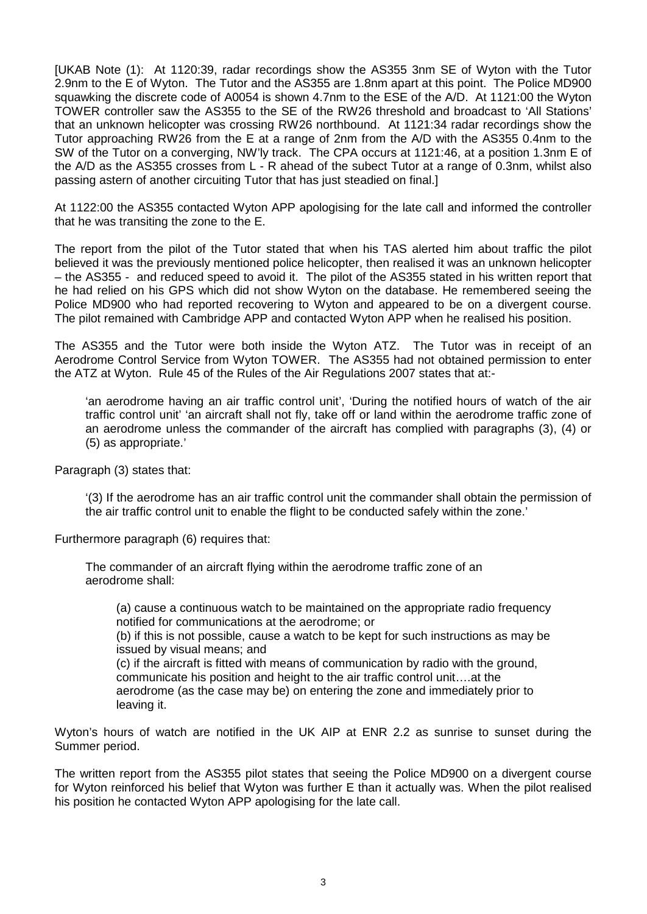[UKAB Note (1): At 1120:39, radar recordings show the AS355 3nm SE of Wyton with the Tutor 2.9nm to the E of Wyton. The Tutor and the AS355 are 1.8nm apart at this point. The Police MD900 squawking the discrete code of A0054 is shown 4.7nm to the ESE of the A/D. At 1121:00 the Wyton TOWER controller saw the AS355 to the SE of the RW26 threshold and broadcast to 'All Stations' that an unknown helicopter was crossing RW26 northbound. At 1121:34 radar recordings show the Tutor approaching RW26 from the E at a range of 2nm from the A/D with the AS355 0.4nm to the SW of the Tutor on a converging, NW'ly track. The CPA occurs at 1121:46, at a position 1.3nm E of the A/D as the AS355 crosses from L - R ahead of the subect Tutor at a range of 0.3nm, whilst also passing astern of another circuiting Tutor that has just steadied on final.]

At 1122:00 the AS355 contacted Wyton APP apologising for the late call and informed the controller that he was transiting the zone to the E.

The report from the pilot of the Tutor stated that when his TAS alerted him about traffic the pilot believed it was the previously mentioned police helicopter, then realised it was an unknown helicopter – the AS355 - and reduced speed to avoid it. The pilot of the AS355 stated in his written report that he had relied on his GPS which did not show Wyton on the database. He remembered seeing the Police MD900 who had reported recovering to Wyton and appeared to be on a divergent course. The pilot remained with Cambridge APP and contacted Wyton APP when he realised his position.

The AS355 and the Tutor were both inside the Wyton ATZ. The Tutor was in receipt of an Aerodrome Control Service from Wyton TOWER. The AS355 had not obtained permission to enter the ATZ at Wyton. Rule 45 of the Rules of the Air Regulations 2007 states that at:-

> 'an aerodrome having an air traffic control unit', 'During the notified hours of watch of the air traffic control unit' 'an aircraft shall not fly, take off or land within the aerodrome traffic zone of an aerodrome unless the commander of the aircraft has complied with paragraphs (3), (4) or (5) as appropriate.'

Paragraph (3) states that:

> '(3) If the aerodrome has an air traffic control unit the commander shall obtain the permission of the air traffic control unit to enable the flight to be conducted safely within the zone.'

Furthermore paragraph (6) requires that:

> The commander of an aircraft flying within the aerodrome traffic zone of an aerodrome shall:
>
> (a) cause a continuous watch to be maintained on the appropriate radio frequency notified for communications at the aerodrome; or
>
> (b) if this is not possible, cause a watch to be kept for such instructions as may be issued by visual means; and
>
> (c) if the aircraft is fitted with means of communication by radio with the ground, communicate his position and height to the air traffic control unit….at the aerodrome (as the case may be) on entering the zone and immediately prior to leaving it.

Wyton's hours of watch are notified in the UK AIP at ENR 2.2 as sunrise to sunset during the Summer period.

The written report from the AS355 pilot states that seeing the Police MD900 on a divergent course for Wyton reinforced his belief that Wyton was further E than it actually was. When the pilot realised his position he contacted Wyton APP apologising for the late call.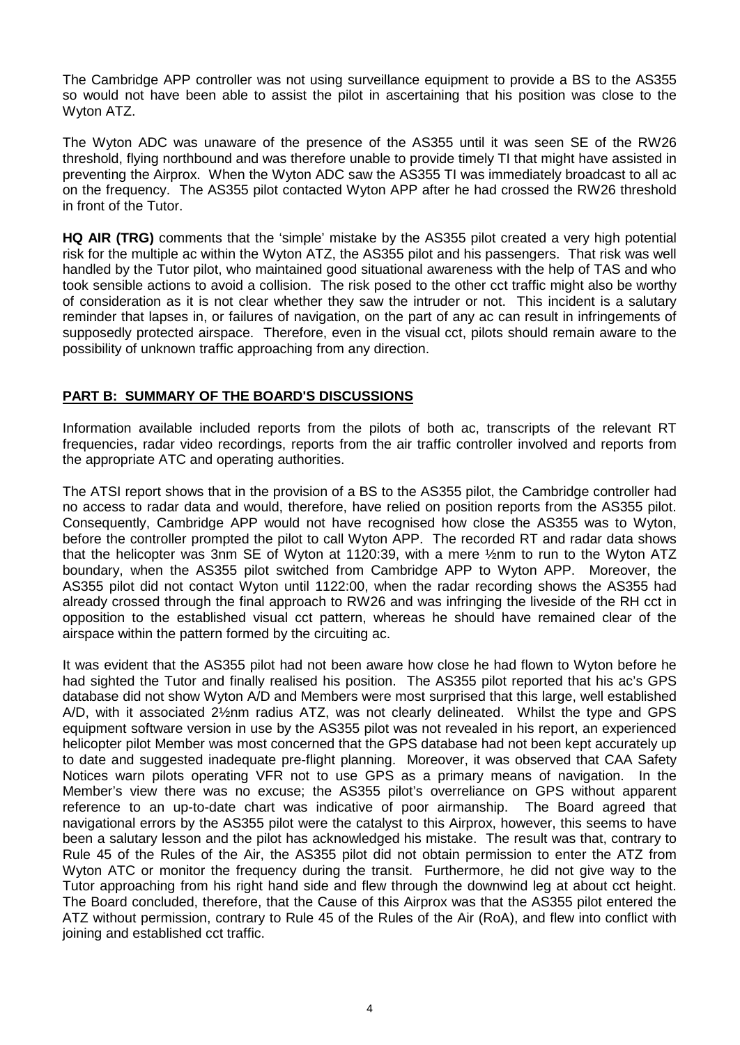The Cambridge APP controller was not using surveillance equipment to provide a BS to the AS355 so would not have been able to assist the pilot in ascertaining that his position was close to the Wyton ATZ.

The Wyton ADC was unaware of the presence of the AS355 until it was seen SE of the RW26 threshold, flying northbound and was therefore unable to provide timely TI that might have assisted in preventing the Airprox. When the Wyton ADC saw the AS355 TI was immediately broadcast to all ac on the frequency. The AS355 pilot contacted Wyton APP after he had crossed the RW26 threshold in front of the Tutor.

**HQ AIR (TRG)** comments that the 'simple' mistake by the AS355 pilot created a very high potential risk for the multiple ac within the Wyton ATZ, the AS355 pilot and his passengers. That risk was well handled by the Tutor pilot, who maintained good situational awareness with the help of TAS and who took sensible actions to avoid a collision. The risk posed to the other cct traffic might also be worthy of consideration as it is not clear whether they saw the intruder or not. This incident is a salutary reminder that lapses in, or failures of navigation, on the part of any ac can result in infringements of supposedly protected airspace. Therefore, even in the visual cct, pilots should remain aware to the possibility of unknown traffic approaching from any direction.

## PART B: SUMMARY OF THE BOARD'S DISCUSSIONS

Information available included reports from the pilots of both ac, transcripts of the relevant RT frequencies, radar video recordings, reports from the air traffic controller involved and reports from the appropriate ATC and operating authorities.

The ATSI report shows that in the provision of a BS to the AS355 pilot, the Cambridge controller had no access to radar data and would, therefore, have relied on position reports from the AS355 pilot. Consequently, Cambridge APP would not have recognised how close the AS355 was to Wyton, before the controller prompted the pilot to call Wyton APP. The recorded RT and radar data shows that the helicopter was 3nm SE of Wyton at 1120:39, with a mere ½nm to run to the Wyton ATZ boundary, when the AS355 pilot switched from Cambridge APP to Wyton APP. Moreover, the AS355 pilot did not contact Wyton until 1122:00, when the radar recording shows the AS355 had already crossed through the final approach to RW26 and was infringing the liveside of the RH cct in opposition to the established visual cct pattern, whereas he should have remained clear of the airspace within the pattern formed by the circuiting ac.

It was evident that the AS355 pilot had not been aware how close he had flown to Wyton before he had sighted the Tutor and finally realised his position. The AS355 pilot reported that his ac's GPS database did not show Wyton A/D and Members were most surprised that this large, well established A/D, with it associated 2½nm radius ATZ, was not clearly delineated. Whilst the type and GPS equipment software version in use by the AS355 pilot was not revealed in his report, an experienced helicopter pilot Member was most concerned that the GPS database had not been kept accurately up to date and suggested inadequate pre-flight planning. Moreover, it was observed that CAA Safety Notices warn pilots operating VFR not to use GPS as a primary means of navigation. In the Member's view there was no excuse; the AS355 pilot's overreliance on GPS without apparent reference to an up-to-date chart was indicative of poor airmanship. The Board agreed that navigational errors by the AS355 pilot were the catalyst to this Airprox, however, this seems to have been a salutary lesson and the pilot has acknowledged his mistake. The result was that, contrary to Rule 45 of the Rules of the Air, the AS355 pilot did not obtain permission to enter the ATZ from Wyton ATC or monitor the frequency during the transit. Furthermore, he did not give way to the Tutor approaching from his right hand side and flew through the downwind leg at about cct height. The Board concluded, therefore, that the Cause of this Airprox was that the AS355 pilot entered the ATZ without permission, contrary to Rule 45 of the Rules of the Air (RoA), and flew into conflict with joining and established cct traffic.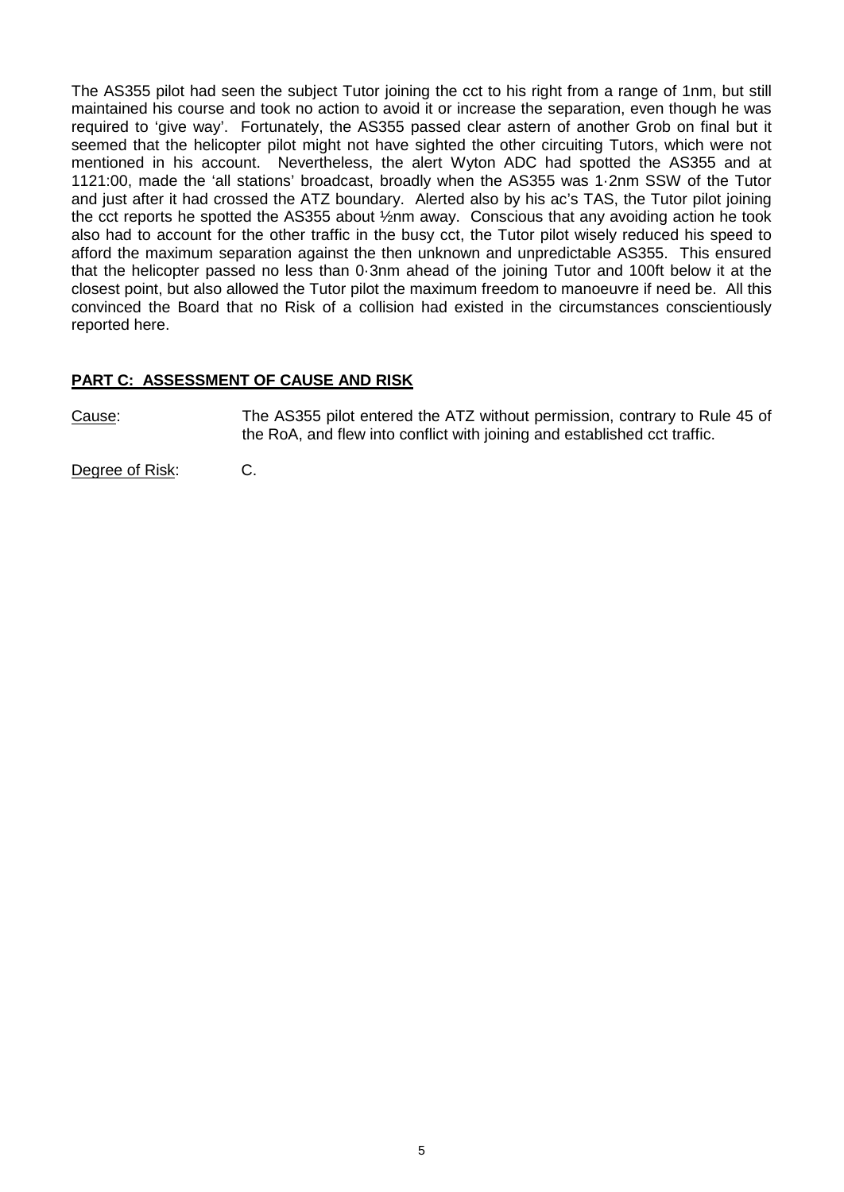The AS355 pilot had seen the subject Tutor joining the cct to his right from a range of 1nm, but still maintained his course and took no action to avoid it or increase the separation, even though he was required to 'give way'. Fortunately, the AS355 passed clear astern of another Grob on final but it seemed that the helicopter pilot might not have sighted the other circuiting Tutors, which were not mentioned in his account. Nevertheless, the alert Wyton ADC had spotted the AS355 and at 1121:00, made the 'all stations' broadcast, broadly when the AS355 was 1·2nm SSW of the Tutor and just after it had crossed the ATZ boundary. Alerted also by his ac's TAS, the Tutor pilot joining the cct reports he spotted the AS355 about ½nm away. Conscious that any avoiding action he took also had to account for the other traffic in the busy cct, the Tutor pilot wisely reduced his speed to afford the maximum separation against the then unknown and unpredictable AS355. This ensured that the helicopter passed no less than 0·3nm ahead of the joining Tutor and 100ft below it at the closest point, but also allowed the Tutor pilot the maximum freedom to manoeuvre if need be. All this convinced the Board that no Risk of a collision had existed in the circumstances conscientiously reported here.

## PART C: ASSESSMENT OF CAUSE AND RISK

Cause: The AS355 pilot entered the ATZ without permission, contrary to Rule 45 of the RoA, and flew into conflict with joining and established cct traffic.

Degree of Risk: C.